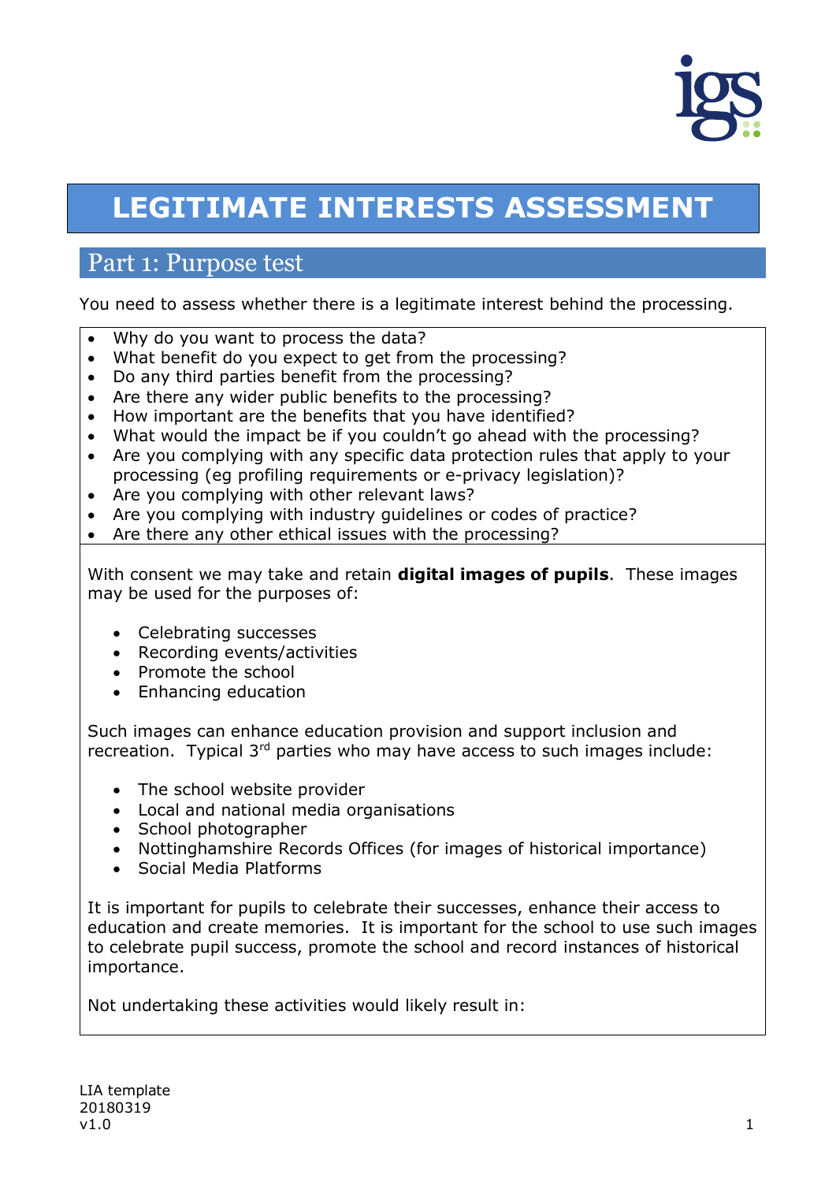# LEGITIMATE INTERESTS ASSESSMENT

## Part 1: Purpose test

You need to assess whether there is a legitimate interest behind the processing.

- Why do you want to process the data?
- What benefit do you expect to get from the processing?
- Do any third parties benefit from the processing?
- Are there any wider public benefits to the processing?
- How important are the benefits that you have identified?
- What would the impact be if you couldn't go ahead with the processing?
- Are you complying with any specific data protection rules that apply to your processing (eg profiling requirements or e-privacy legislation)?
- Are you complying with other relevant laws?
- Are you complying with industry guidelines or codes of practice?
- Are there any other ethical issues with the processing?

With consent we may take and retain **digital images of pupils**. These images may be used for the purposes of:

- Celebrating successes
- Recording events/activities
- Promote the school
- Enhancing education

Such images can enhance education provision and support inclusion and recreation. Typical 3rd parties who may have access to such images include:

- The school website provider
- Local and national media organisations
- School photographer
- Nottinghamshire Records Offices (for images of historical importance)
- Social Media Platforms

It is important for pupils to celebrate their successes, enhance their access to education and create memories. It is important for the school to use such images to celebrate pupil success, promote the school and record instances of historical importance.

Not undertaking these activities would likely result in: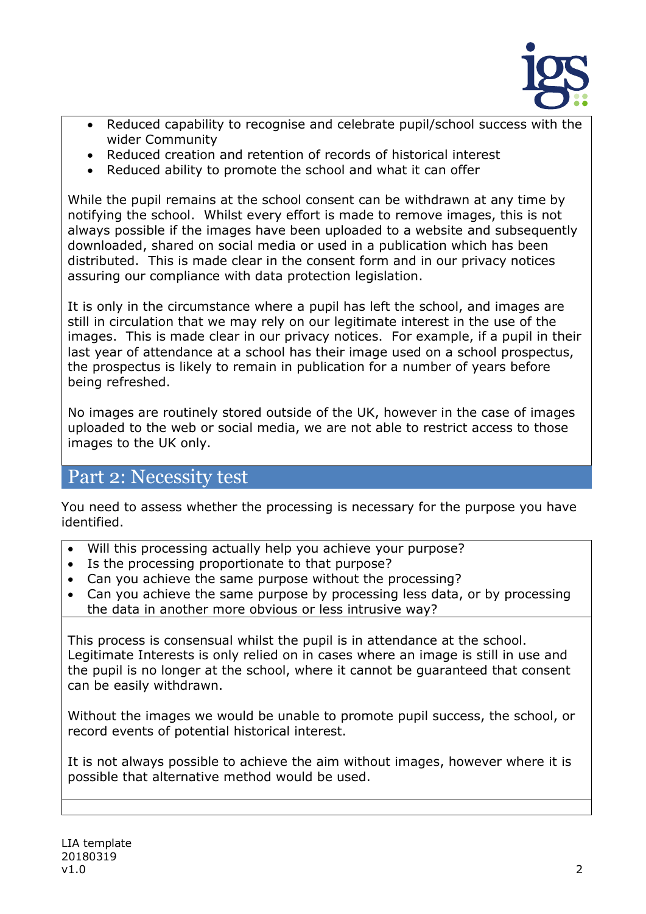- Reduced capability to recognise and celebrate pupil/school success with the wider Community
- Reduced creation and retention of records of historical interest
- Reduced ability to promote the school and what it can offer

While the pupil remains at the school consent can be withdrawn at any time by notifying the school. Whilst every effort is made to remove images, this is not always possible if the images have been uploaded to a website and subsequently downloaded, shared on social media or used in a publication which has been distributed. This is made clear in the consent form and in our privacy notices assuring our compliance with data protection legislation.

It is only in the circumstance where a pupil has left the school, and images are still in circulation that we may rely on our legitimate interest in the use of the images. This is made clear in our privacy notices. For example, if a pupil in their last year of attendance at a school has their image used on a school prospectus, the prospectus is likely to remain in publication for a number of years before being refreshed.

No images are routinely stored outside of the UK, however in the case of images uploaded to the web or social media, we are not able to restrict access to those images to the UK only.

## Part 2: Necessity test

You need to assess whether the processing is necessary for the purpose you have identified.

- Will this processing actually help you achieve your purpose?
- Is the processing proportionate to that purpose?
- Can you achieve the same purpose without the processing?
- Can you achieve the same purpose by processing less data, or by processing the data in another more obvious or less intrusive way?

This process is consensual whilst the pupil is in attendance at the school. Legitimate Interests is only relied on in cases where an image is still in use and the pupil is no longer at the school, where it cannot be guaranteed that consent can be easily withdrawn.

Without the images we would be unable to promote pupil success, the school, or record events of potential historical interest.

It is not always possible to achieve the aim without images, however where it is possible that alternative method would be used.

LIA template
20180319
v1.0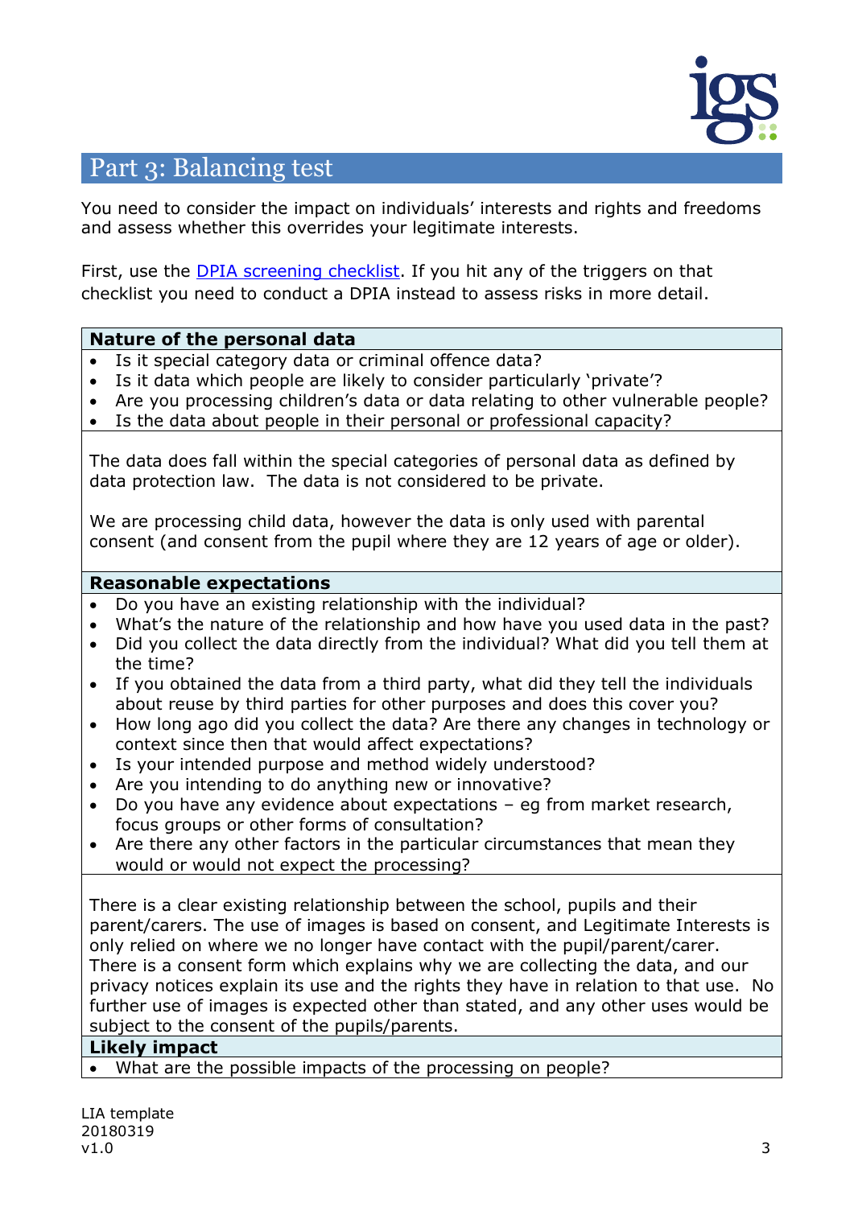## Part 3: Balancing test

You need to consider the impact on individuals' interests and rights and freedoms and assess whether this overrides your legitimate interests.

First, use the DPIA screening checklist. If you hit any of the triggers on that checklist you need to conduct a DPIA instead to assess risks in more detail.

### Nature of the personal data

- Is it special category data or criminal offence data?
- Is it data which people are likely to consider particularly 'private'?
- Are you processing children's data or data relating to other vulnerable people?
- Is the data about people in their personal or professional capacity?

The data does fall within the special categories of personal data as defined by data protection law. The data is not considered to be private.

We are processing child data, however the data is only used with parental consent (and consent from the pupil where they are 12 years of age or older).

### Reasonable expectations

- Do you have an existing relationship with the individual?
- What's the nature of the relationship and how have you used data in the past?
- Did you collect the data directly from the individual? What did you tell them at the time?
- If you obtained the data from a third party, what did they tell the individuals about reuse by third parties for other purposes and does this cover you?
- How long ago did you collect the data? Are there any changes in technology or context since then that would affect expectations?
- Is your intended purpose and method widely understood?
- Are you intending to do anything new or innovative?
- Do you have any evidence about expectations – eg from market research, focus groups or other forms of consultation?
- Are there any other factors in the particular circumstances that mean they would or would not expect the processing?

There is a clear existing relationship between the school, pupils and their parent/carers. The use of images is based on consent, and Legitimate Interests is only relied on where we no longer have contact with the pupil/parent/carer. There is a consent form which explains why we are collecting the data, and our privacy notices explain its use and the rights they have in relation to that use. No further use of images is expected other than stated, and any other uses would be subject to the consent of the pupils/parents.

### Likely impact

- What are the possible impacts of the processing on people?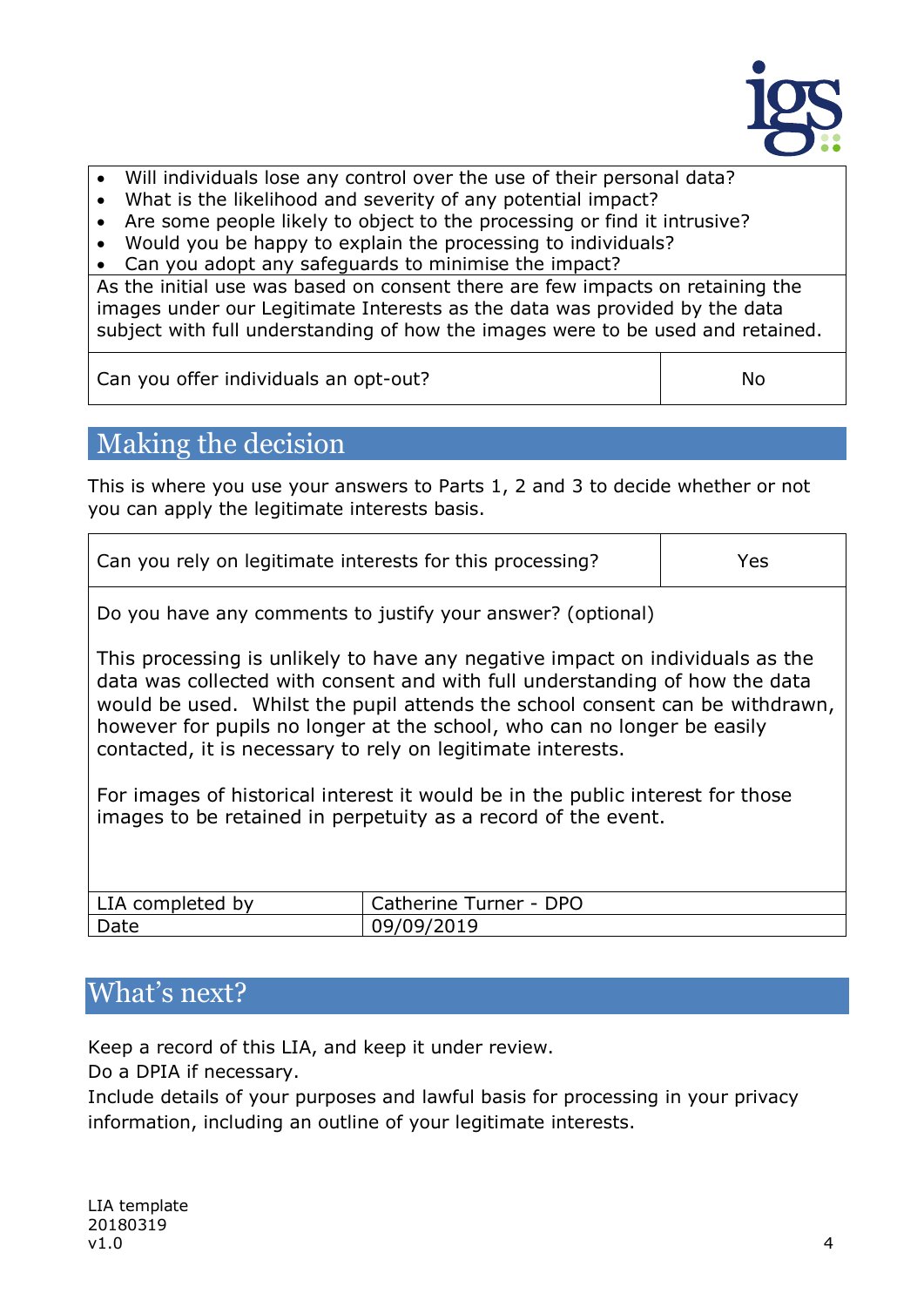- Will individuals lose any control over the use of their personal data?
- What is the likelihood and severity of any potential impact?
- Are some people likely to object to the processing or find it intrusive?
- Would you be happy to explain the processing to individuals?
- Can you adopt any safeguards to minimise the impact?

As the initial use was based on consent there are few impacts on retaining the images under our Legitimate Interests as the data was provided by the data subject with full understanding of how the images were to be used and retained.

| | |
|---|---|
| Can you offer individuals an opt-out? | No |

## Making the decision

This is where you use your answers to Parts 1, 2 and 3 to decide whether or not you can apply the legitimate interests basis.

| | |
|---|---|
| Can you rely on legitimate interests for this processing? | Yes |

Do you have any comments to justify your answer? (optional)

This processing is unlikely to have any negative impact on individuals as the data was collected with consent and with full understanding of how the data would be used. Whilst the pupil attends the school consent can be withdrawn, however for pupils no longer at the school, who can no longer be easily contacted, it is necessary to rely on legitimate interests.

For images of historical interest it would be in the public interest for those images to be retained in perpetuity as a record of the event.

| | |
|---|---|
| LIA completed by | Catherine Turner - DPO |
| Date | 09/09/2019 |

## What's next?

Keep a record of this LIA, and keep it under review.
Do a DPIA if necessary.
Include details of your purposes and lawful basis for processing in your privacy information, including an outline of your legitimate interests.